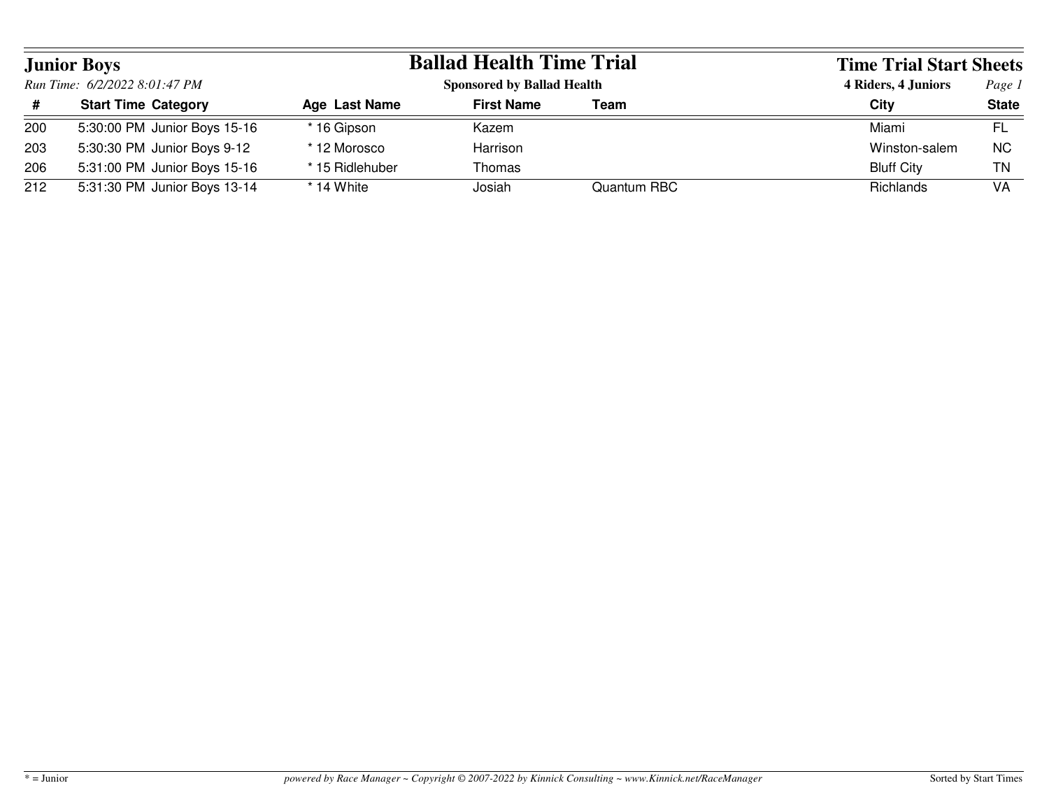# Ballad Health Time Trial

**Sponsored by Ballad Health**

## Junior Boys

*Run Time: 6/2/2022 8:01:47 PM*

**Time Trial Start Sheets**

**4 Riders, 4 Juniors**

| # | Start Time | Category | Age | Last Name | First Name | Team | City | State |
|---|---|---|---|---|---|---|---|---|
| 200 | 5:30:00 PM | Junior Boys 15-16 | * 16 | Gipson | Kazem | | Miami | FL |
| 203 | 5:30:30 PM | Junior Boys 9-12 | * 12 | Morosco | Harrison | | Winston-salem | NC |
| 206 | 5:31:00 PM | Junior Boys 15-16 | * 15 | Ridlehuber | Thomas | | Bluff City | TN |
| 212 | 5:31:30 PM | Junior Boys 13-14 | * 14 | White | Josiah | Quantum RBC | Richlands | VA |

* = Junior

*powered by Race Manager ~ Copyright © 2007-2022 by Kinnick Consulting ~ www.Kinnick.net/RaceManager*

Sorted by Start Times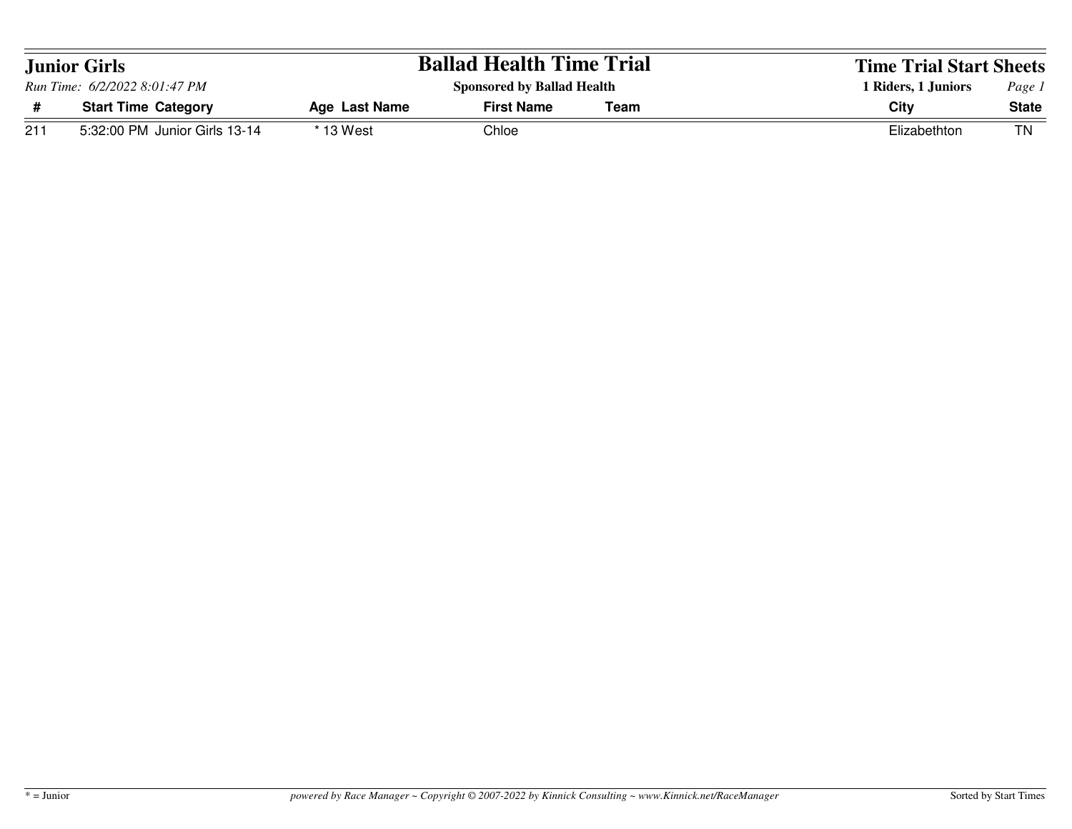## Junior Girls

*Run Time: 6/2/2022 8:01:47 PM*

# Ballad Health Time Trial

**Sponsored by Ballad Health**

## Time Trial Start Sheets

**1 Riders, 1 Juniors**

| # | Start Time | Category | Age | Last Name | First Name | Team | City | State |
|---|---|---|---|---|---|---|---|---|
| 211 | 5:32:00 PM | Junior Girls 13-14 | * 13 | West | Chloe | | Elizabethton | TN |

* = Junior

Sorted by Start Times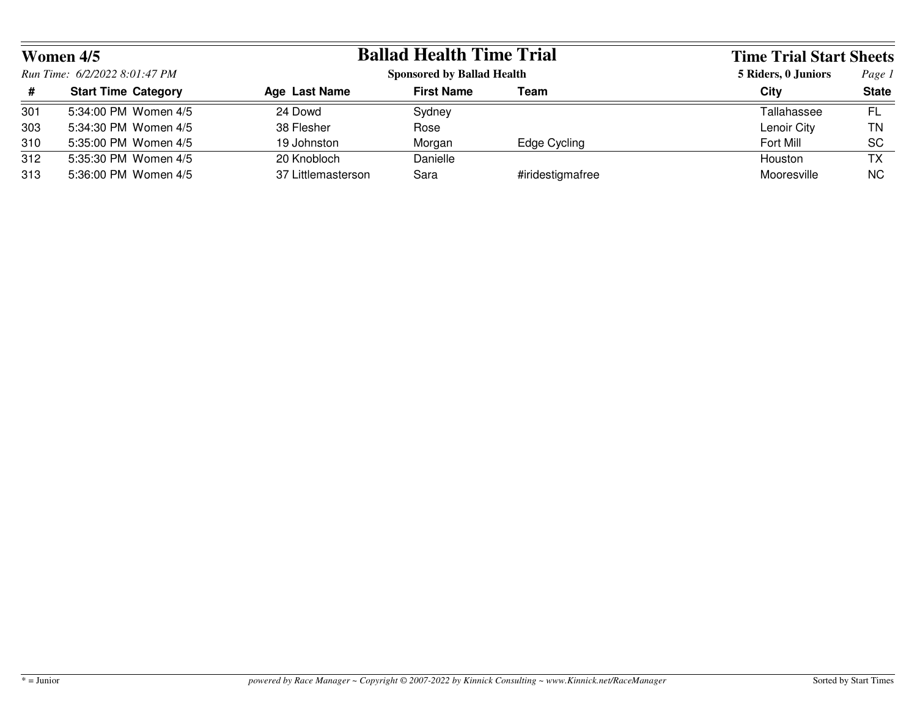# Ballad Health Time Trial

**Sponsored by Ballad Health**

## Women 4/5

*Run Time: 6/2/2022 8:01:47 PM*

**Time Trial Start Sheets**

**5 Riders, 0 Juniors**

| # | Start Time | Category | Age | Last Name | First Name | Team | City | State |
|---|---|---|---|---|---|---|---|---|
| 301 | 5:34:00 PM | Women 4/5 | 24 | Dowd | Sydney | | Tallahassee | FL |
| 303 | 5:34:30 PM | Women 4/5 | 38 | Flesher | Rose | | Lenoir City | TN |
| 310 | 5:35:00 PM | Women 4/5 | 19 | Johnston | Morgan | Edge Cycling | Fort Mill | SC |
| 312 | 5:35:30 PM | Women 4/5 | 20 | Knobloch | Danielle | | Houston | TX |
| 313 | 5:36:00 PM | Women 4/5 | 37 | Littlemasterson | Sara | #iridestigmafree | Mooresville | NC |

* = Junior

*powered by Race Manager ~ Copyright © 2007-2022 by Kinnick Consulting ~ www.Kinnick.net/RaceManager*

Sorted by Start Times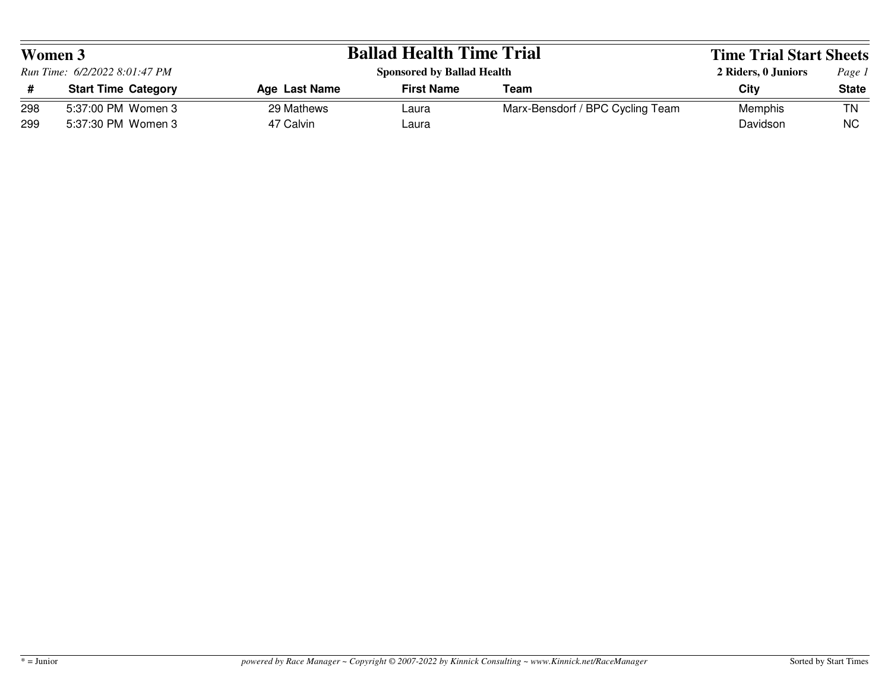# Women 3

## Ballad Health Time Trial

**Sponsored by Ballad Health**

**Time Trial Start Sheets**

*Run Time: 6/2/2022 8:01:47 PM*

**2 Riders, 0 Juniors**

| # | Start Time | Category | Age | Last Name | First Name | Team | City | State |
|---|---|---|---|---|---|---|---|---|
| 298 | 5:37:00 PM | Women 3 | 29 | Mathews | Laura | Marx-Bensdorf / BPC Cycling Team | Memphis | TN |
| 299 | 5:37:30 PM | Women 3 | 47 | Calvin | Laura | | Davidson | NC |

* = Junior

*powered by Race Manager ~ Copyright © 2007-2022 by Kinnick Consulting ~ www.Kinnick.net/RaceManager*

Sorted by Start Times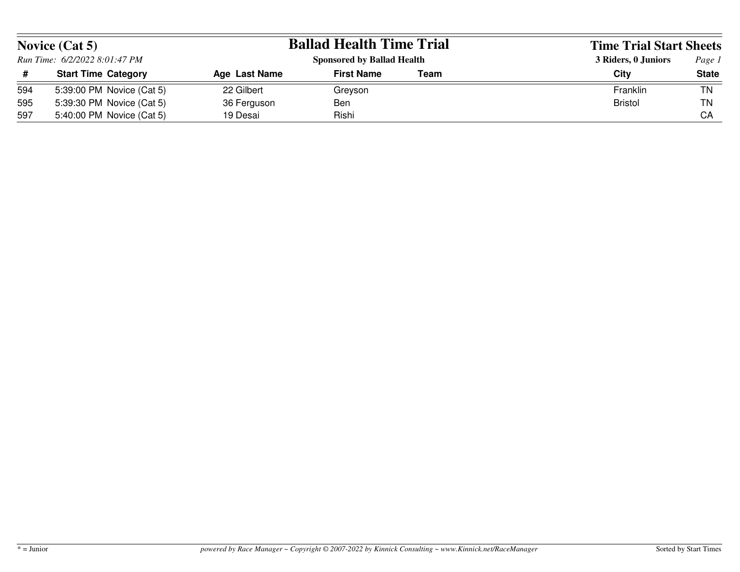## Novice (Cat 5)

*Run Time: 6/2/2022 8:01:47 PM*

# Ballad Health Time Trial

**Sponsored by Ballad Health**

## Time Trial Start Sheets

**3 Riders, 0 Juniors**

| # | Start Time | Category | Age | Last Name | First Name | Team | City | State |
|---|---|---|---|---|---|---|---|---|
| 594 | 5:39:00 PM | Novice (Cat 5) | 22 | Gilbert | Greyson | | Franklin | TN |
| 595 | 5:39:30 PM | Novice (Cat 5) | 36 | Ferguson | Ben | | Bristol | TN |
| 597 | 5:40:00 PM | Novice (Cat 5) | 19 | Desai | Rishi | | | CA |

* = Junior

*powered by Race Manager ~ Copyright © 2007-2022 by Kinnick Consulting ~ www.Kinnick.net/RaceManager*

Sorted by Start Times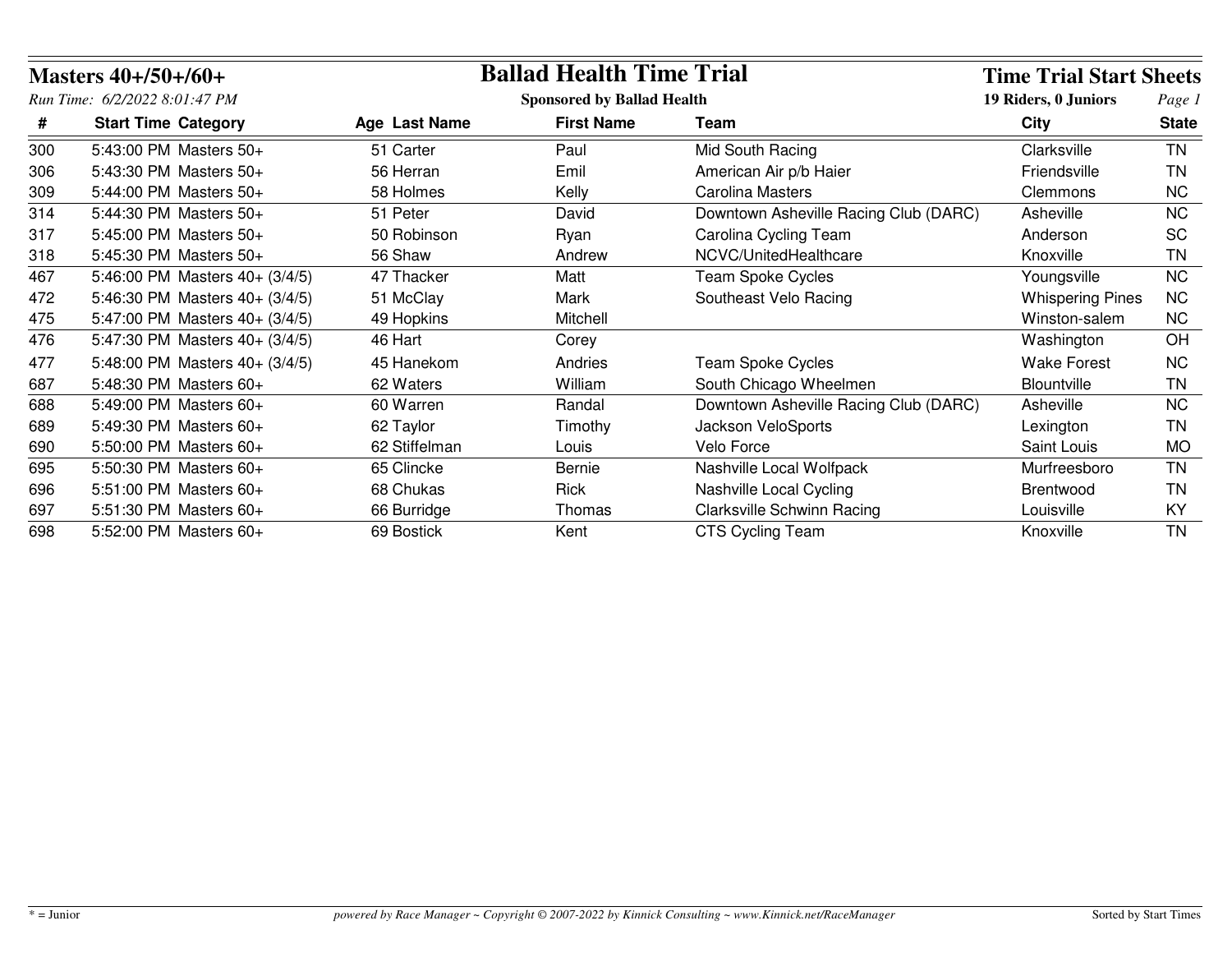**Masters 40+/50+/60+**

*Run Time: 6/2/2022 8:01:47 PM*

# Ballad Health Time Trial

**Sponsored by Ballad Health**

## Time Trial Start Sheets

**19 Riders, 0 Juniors**

| # | Start Time | Category | Age | Last Name | First Name | Team | City | State |
|---|---|---|---|---|---|---|---|---|
| 300 | 5:43:00 PM | Masters 50+ | 51 | Carter | Paul | Mid South Racing | Clarksville | TN |
| 306 | 5:43:30 PM | Masters 50+ | 56 | Herran | Emil | American Air p/b Haier | Friendsville | TN |
| 309 | 5:44:00 PM | Masters 50+ | 58 | Holmes | Kelly | Carolina Masters | Clemmons | NC |
| 314 | 5:44:30 PM | Masters 50+ | 51 | Peter | David | Downtown Asheville Racing Club (DARC) | Asheville | NC |
| 317 | 5:45:00 PM | Masters 50+ | 50 | Robinson | Ryan | Carolina Cycling Team | Anderson | SC |
| 318 | 5:45:30 PM | Masters 50+ | 56 | Shaw | Andrew | NCVC/UnitedHealthcare | Knoxville | TN |
| 467 | 5:46:00 PM | Masters 40+ (3/4/5) | 47 | Thacker | Matt | Team Spoke Cycles | Youngsville | NC |
| 472 | 5:46:30 PM | Masters 40+ (3/4/5) | 51 | McClay | Mark | Southeast Velo Racing | Whispering Pines | NC |
| 475 | 5:47:00 PM | Masters 40+ (3/4/5) | 49 | Hopkins | Mitchell | | Winston-salem | NC |
| 476 | 5:47:30 PM | Masters 40+ (3/4/5) | 46 | Hart | Corey | | Washington | OH |
| 477 | 5:48:00 PM | Masters 40+ (3/4/5) | 45 | Hanekom | Andries | Team Spoke Cycles | Wake Forest | NC |
| 687 | 5:48:30 PM | Masters 60+ | 62 | Waters | William | South Chicago Wheelmen | Blountville | TN |
| 688 | 5:49:00 PM | Masters 60+ | 60 | Warren | Randal | Downtown Asheville Racing Club (DARC) | Asheville | NC |
| 689 | 5:49:30 PM | Masters 60+ | 62 | Taylor | Timothy | Jackson VeloSports | Lexington | TN |
| 690 | 5:50:00 PM | Masters 60+ | 62 | Stiffelman | Louis | Velo Force | Saint Louis | MO |
| 695 | 5:50:30 PM | Masters 60+ | 65 | Clincke | Bernie | Nashville Local Wolfpack | Murfreesboro | TN |
| 696 | 5:51:00 PM | Masters 60+ | 68 | Chukas | Rick | Nashville Local Cycling | Brentwood | TN |
| 697 | 5:51:30 PM | Masters 60+ | 66 | Burridge | Thomas | Clarksville Schwinn Racing | Louisville | KY |
| 698 | 5:52:00 PM | Masters 60+ | 69 | Bostick | Kent | CTS Cycling Team | Knoxville | TN |

* = Junior

*powered by Race Manager ~ Copyright © 2007-2022 by Kinnick Consulting ~ www.Kinnick.net/RaceManager*

Sorted by Start Times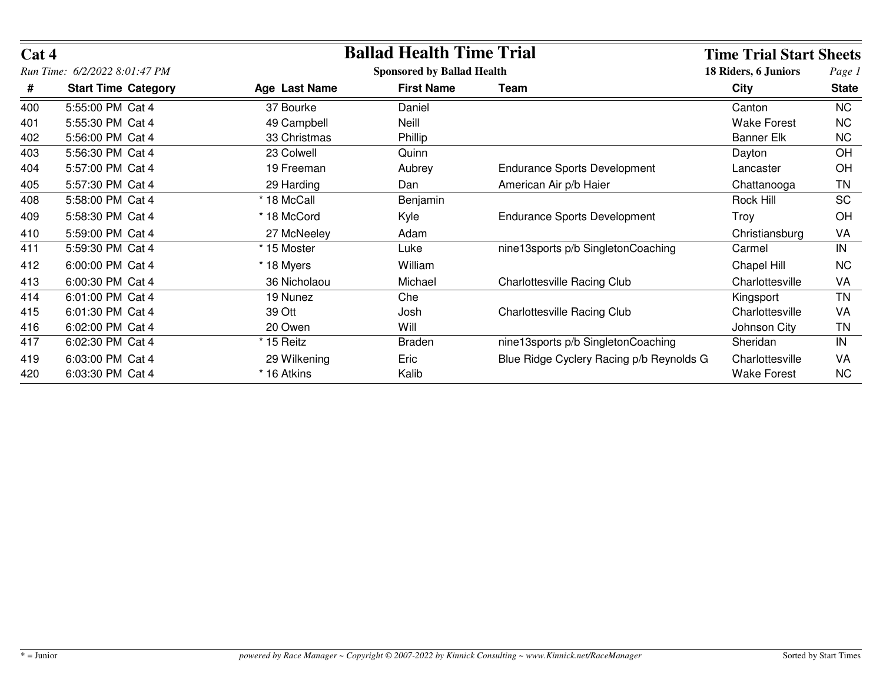# Ballad Health Time Trial

**Cat 4**

*Run Time: 6/2/2022 8:01:47 PM*

**Sponsored by Ballad Health**

**Time Trial Start Sheets**

**18 Riders, 6 Juniors**

| # | Start Time | Category | Age | Last Name | First Name | Team | City | State |
|---|---|---|---|---|---|---|---|---|
| 400 | 5:55:00 PM | Cat 4 | 37 | Bourke | Daniel | | Canton | NC |
| 401 | 5:55:30 PM | Cat 4 | 49 | Campbell | Neill | | Wake Forest | NC |
| 402 | 5:56:00 PM | Cat 4 | 33 | Christmas | Phillip | | Banner Elk | NC |
| 403 | 5:56:30 PM | Cat 4 | 23 | Colwell | Quinn | | Dayton | OH |
| 404 | 5:57:00 PM | Cat 4 | 19 | Freeman | Aubrey | Endurance Sports Development | Lancaster | OH |
| 405 | 5:57:30 PM | Cat 4 | 29 | Harding | Dan | American Air p/b Haier | Chattanooga | TN |
| 408 | 5:58:00 PM | Cat 4 | * 18 | McCall | Benjamin | | Rock Hill | SC |
| 409 | 5:58:30 PM | Cat 4 | * 18 | McCord | Kyle | Endurance Sports Development | Troy | OH |
| 410 | 5:59:00 PM | Cat 4 | 27 | McNeeley | Adam | | Christiansburg | VA |
| 411 | 5:59:30 PM | Cat 4 | * 15 | Moster | Luke | nine13sports p/b SingletonCoaching | Carmel | IN |
| 412 | 6:00:00 PM | Cat 4 | * 18 | Myers | William | | Chapel Hill | NC |
| 413 | 6:00:30 PM | Cat 4 | 36 | Nicholaou | Michael | Charlottesville Racing Club | Charlottesville | VA |
| 414 | 6:01:00 PM | Cat 4 | 19 | Nunez | Che | | Kingsport | TN |
| 415 | 6:01:30 PM | Cat 4 | 39 | Ott | Josh | Charlottesville Racing Club | Charlottesville | VA |
| 416 | 6:02:00 PM | Cat 4 | 20 | Owen | Will | | Johnson City | TN |
| 417 | 6:02:30 PM | Cat 4 | * 15 | Reitz | Braden | nine13sports p/b SingletonCoaching | Sheridan | IN |
| 419 | 6:03:00 PM | Cat 4 | 29 | Wilkening | Eric | Blue Ridge Cyclery Racing p/b Reynolds G | Charlottesville | VA |
| 420 | 6:03:30 PM | Cat 4 | * 16 | Atkins | Kalib | | Wake Forest | NC |

* = Junior

*powered by Race Manager ~ Copyright © 2007-2022 by Kinnick Consulting ~ www.Kinnick.net/RaceManager*

Sorted by Start Times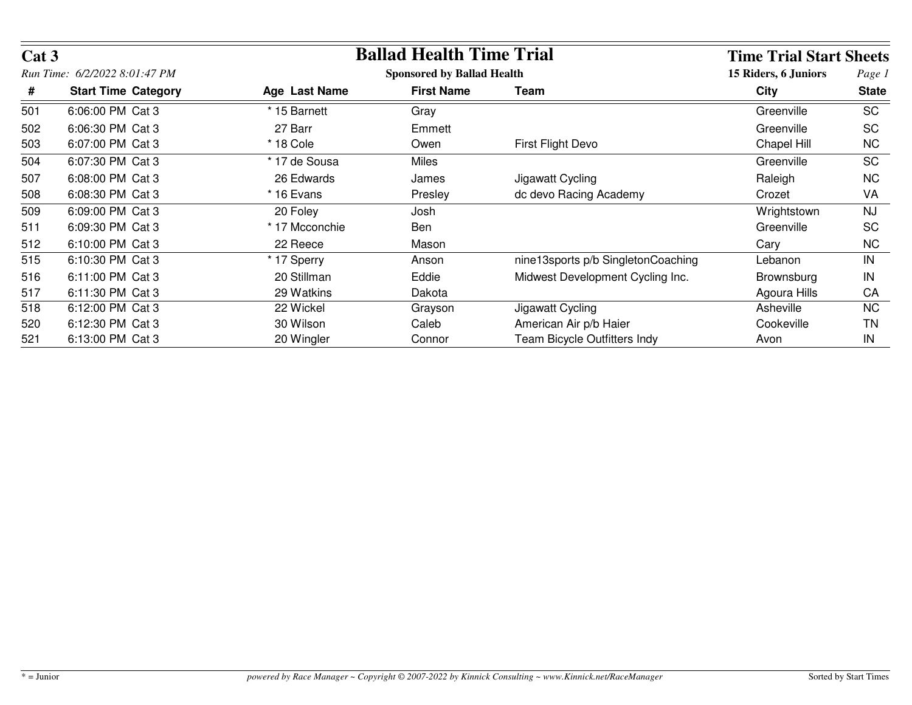# Cat 3

## Ballad Health Time Trial

**Sponsored by Ballad Health**

**Time Trial Start Sheets**

*Run Time: 6/2/2022 8:01:47 PM*

**15 Riders, 6 Juniors**

| # | Start Time | Category | Age | Last Name | First Name | Team | City | State |
|---|---|---|---|---|---|---|---|---|
| 501 | 6:06:00 PM | Cat 3 | * 15 | Barnett | Gray | | Greenville | SC |
| 502 | 6:06:30 PM | Cat 3 | 27 | Barr | Emmett | | Greenville | SC |
| 503 | 6:07:00 PM | Cat 3 | * 18 | Cole | Owen | First Flight Devo | Chapel Hill | NC |
| 504 | 6:07:30 PM | Cat 3 | * 17 | de Sousa | Miles | | Greenville | SC |
| 507 | 6:08:00 PM | Cat 3 | 26 | Edwards | James | Jigawatt Cycling | Raleigh | NC |
| 508 | 6:08:30 PM | Cat 3 | * 16 | Evans | Presley | dc devo Racing Academy | Crozet | VA |
| 509 | 6:09:00 PM | Cat 3 | 20 | Foley | Josh | | Wrightstown | NJ |
| 511 | 6:09:30 PM | Cat 3 | * 17 | Mcconchie | Ben | | Greenville | SC |
| 512 | 6:10:00 PM | Cat 3 | 22 | Reece | Mason | | Cary | NC |
| 515 | 6:10:30 PM | Cat 3 | * 17 | Sperry | Anson | nine13sports p/b SingletonCoaching | Lebanon | IN |
| 516 | 6:11:00 PM | Cat 3 | 20 | Stillman | Eddie | Midwest Development Cycling Inc. | Brownsburg | IN |
| 517 | 6:11:30 PM | Cat 3 | 29 | Watkins | Dakota | | Agoura Hills | CA |
| 518 | 6:12:00 PM | Cat 3 | 22 | Wickel | Grayson | Jigawatt Cycling | Asheville | NC |
| 520 | 6:12:30 PM | Cat 3 | 30 | Wilson | Caleb | American Air p/b Haier | Cookeville | TN |
| 521 | 6:13:00 PM | Cat 3 | 20 | Wingler | Connor | Team Bicycle Outfitters Indy | Avon | IN |

* = Junior

*powered by Race Manager ~ Copyright © 2007-2022 by Kinnick Consulting ~ www.Kinnick.net/RaceManager*

Sorted by Start Times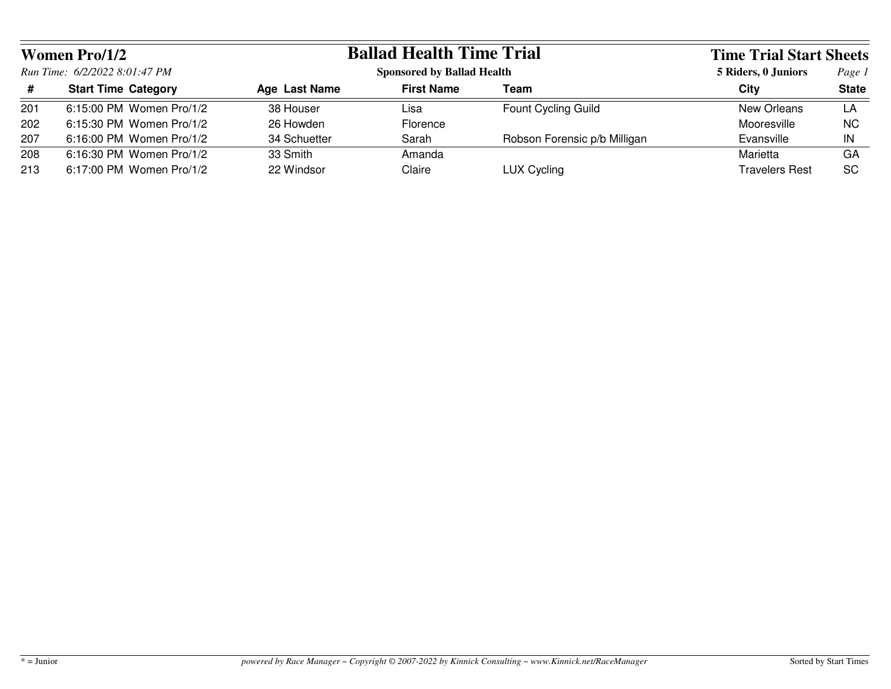## Women Pro/1/2

# Ballad Health Time Trial

**Sponsored by Ballad Health**

## Time Trial Start Sheets

*Run Time: 6/2/2022 8:01:47 PM*

**5 Riders, 0 Juniors**

| # | Start Time | Category | Age | Last Name | First Name | Team | City | State |
|---|---|---|---|---|---|---|---|---|
| 201 | 6:15:00 PM | Women Pro/1/2 | 38 | Houser | Lisa | Fount Cycling Guild | New Orleans | LA |
| 202 | 6:15:30 PM | Women Pro/1/2 | 26 | Howden | Florence | | Mooresville | NC |
| 207 | 6:16:00 PM | Women Pro/1/2 | 34 | Schuetter | Sarah | Robson Forensic p/b Milligan | Evansville | IN |
| 208 | 6:16:30 PM | Women Pro/1/2 | 33 | Smith | Amanda | | Marietta | GA |
| 213 | 6:17:00 PM | Women Pro/1/2 | 22 | Windsor | Claire | LUX Cycling | Travelers Rest | SC |

* = Junior

*powered by Race Manager ~ Copyright © 2007-2022 by Kinnick Consulting ~ www.Kinnick.net/RaceManager*

Sorted by Start Times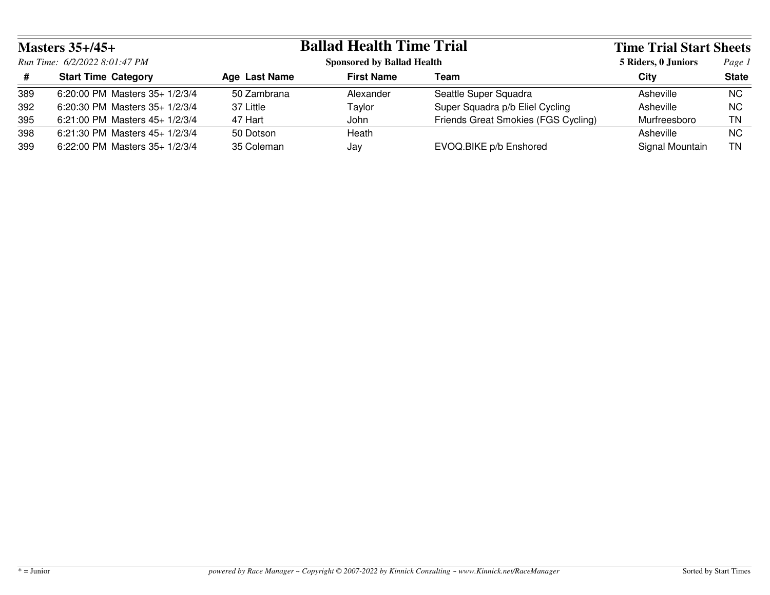# Masters 35+/45+

## Ballad Health Time Trial

**Sponsored by Ballad Health**

**Time Trial Start Sheets**

*Run Time: 6/2/2022 8:01:47 PM*

**5 Riders, 0 Juniors**

| # | Start Time | Category | Age | Last Name | First Name | Team | City | State |
|---|---|---|---|---|---|---|---|---|
| 389 | 6:20:00 PM | Masters 35+ 1/2/3/4 | 50 | Zambrana | Alexander | Seattle Super Squadra | Asheville | NC |
| 392 | 6:20:30 PM | Masters 35+ 1/2/3/4 | 37 | Little | Taylor | Super Squadra p/b Eliel Cycling | Asheville | NC |
| 395 | 6:21:00 PM | Masters 45+ 1/2/3/4 | 47 | Hart | John | Friends Great Smokies (FGS Cycling) | Murfreesboro | TN |
| 398 | 6:21:30 PM | Masters 45+ 1/2/3/4 | 50 | Dotson | Heath | | Asheville | NC |
| 399 | 6:22:00 PM | Masters 35+ 1/2/3/4 | 35 | Coleman | Jay | EVOQ.BIKE p/b Enshored | Signal Mountain | TN |

* = Junior

*powered by Race Manager ~ Copyright © 2007-2022 by Kinnick Consulting ~ www.Kinnick.net/RaceManager*

Sorted by Start Times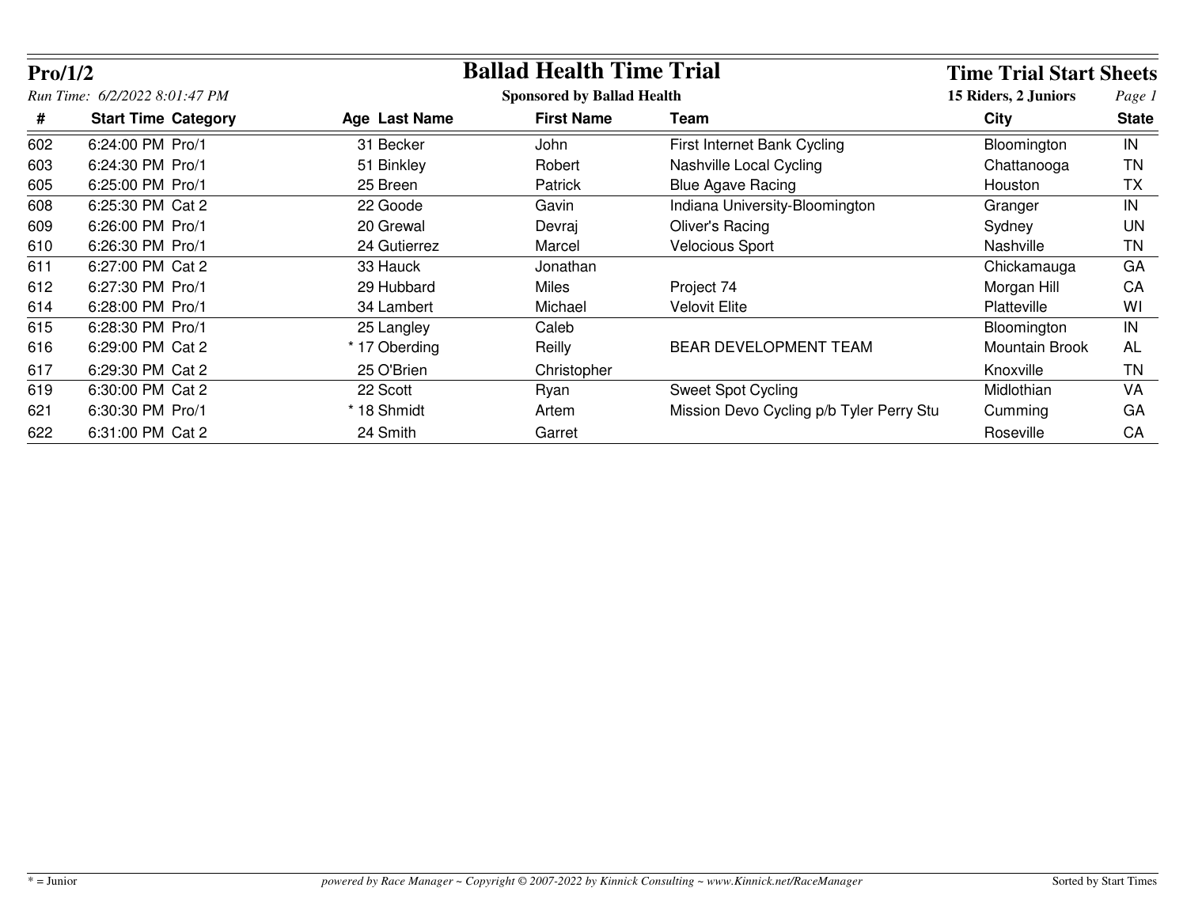**Pro/1/2**

*Run Time: 6/2/2022 8:01:47 PM*

# Ballad Health Time Trial

**Sponsored by Ballad Health**

## Time Trial Start Sheets

**15 Riders, 2 Juniors**

| # | Start Time | Category | Age | Last Name | First Name | Team | City | State |
|---|---|---|---|---|---|---|---|---|
| 602 | 6:24:00 PM | Pro/1 | 31 | Becker | John | First Internet Bank Cycling | Bloomington | IN |
| 603 | 6:24:30 PM | Pro/1 | 51 | Binkley | Robert | Nashville Local Cycling | Chattanooga | TN |
| 605 | 6:25:00 PM | Pro/1 | 25 | Breen | Patrick | Blue Agave Racing | Houston | TX |
| 608 | 6:25:30 PM | Cat 2 | 22 | Goode | Gavin | Indiana University-Bloomington | Granger | IN |
| 609 | 6:26:00 PM | Pro/1 | 20 | Grewal | Devraj | Oliver's Racing | Sydney | UN |
| 610 | 6:26:30 PM | Pro/1 | 24 | Gutierrez | Marcel | Velocious Sport | Nashville | TN |
| 611 | 6:27:00 PM | Cat 2 | 33 | Hauck | Jonathan | | Chickamauga | GA |
| 612 | 6:27:30 PM | Pro/1 | 29 | Hubbard | Miles | Project 74 | Morgan Hill | CA |
| 614 | 6:28:00 PM | Pro/1 | 34 | Lambert | Michael | Velovit Elite | Platteville | WI |
| 615 | 6:28:30 PM | Pro/1 | 25 | Langley | Caleb | | Bloomington | IN |
| 616 | 6:29:00 PM | Cat 2 | * 17 | Oberding | Reilly | BEAR DEVELOPMENT TEAM | Mountain Brook | AL |
| 617 | 6:29:30 PM | Cat 2 | 25 | O'Brien | Christopher | | Knoxville | TN |
| 619 | 6:30:00 PM | Cat 2 | 22 | Scott | Ryan | Sweet Spot Cycling | Midlothian | VA |
| 621 | 6:30:30 PM | Pro/1 | * 18 | Shmidt | Artem | Mission Devo Cycling p/b Tyler Perry Stu | Cumming | GA |
| 622 | 6:31:00 PM | Cat 2 | 24 | Smith | Garret | | Roseville | CA |

* = Junior

Sorted by Start Times